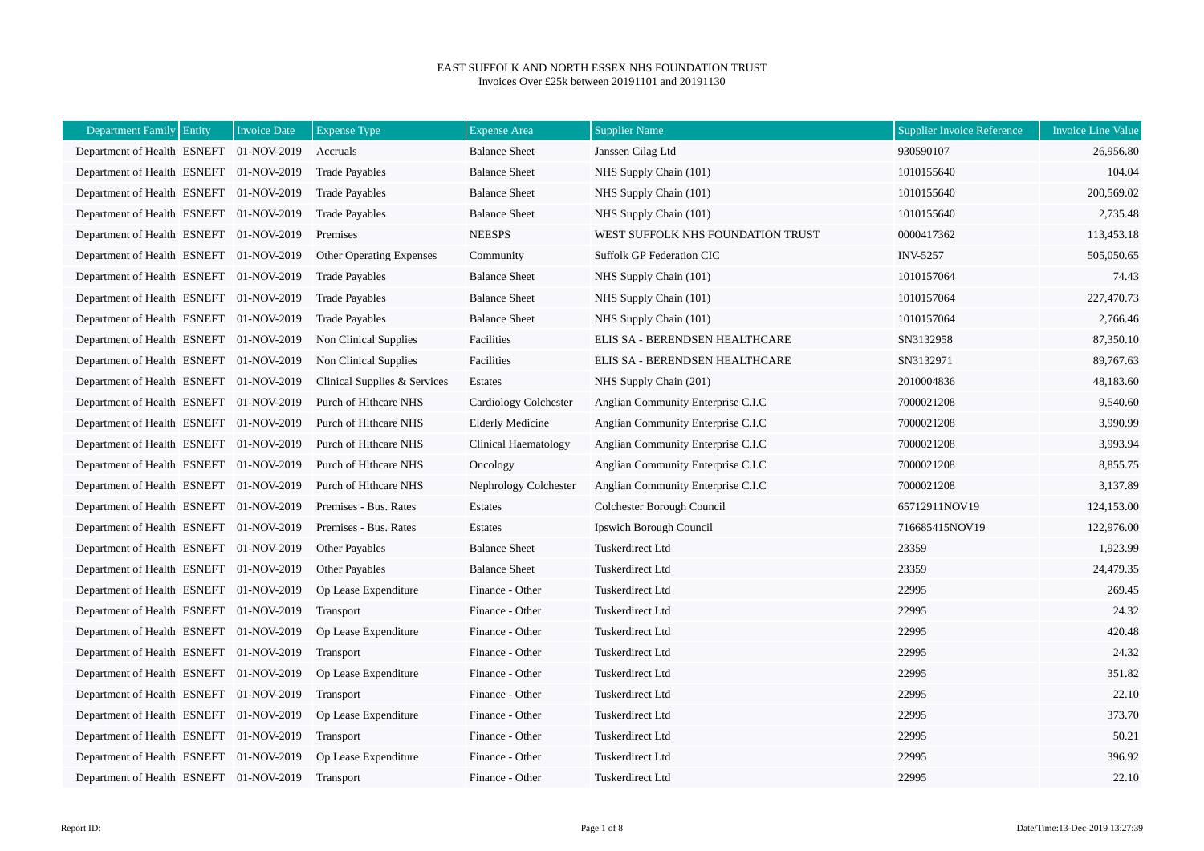EAST SUFFOLK AND NORTH ESSEX NHS FOUNDATION TRUST
Invoices Over £25k between 20191101 and 20191130

| Department Family | Entity | Invoice Date | Expense Type | Expense Area | Supplier Name | Supplier Invoice Reference | Invoice Line Value |
|---|---|---|---|---|---|---|---|
| Department of Health | ESNEFT | 01-NOV-2019 | Accruals | Balance Sheet | Janssen Cilag Ltd | 930590107 | 26,956.80 |
| Department of Health | ESNEFT | 01-NOV-2019 | Trade Payables | Balance Sheet | NHS Supply Chain (101) | 1010155640 | 104.04 |
| Department of Health | ESNEFT | 01-NOV-2019 | Trade Payables | Balance Sheet | NHS Supply Chain (101) | 1010155640 | 200,569.02 |
| Department of Health | ESNEFT | 01-NOV-2019 | Trade Payables | Balance Sheet | NHS Supply Chain (101) | 1010155640 | 2,735.48 |
| Department of Health | ESNEFT | 01-NOV-2019 | Premises | NEESPS | WEST SUFFOLK NHS FOUNDATION TRUST | 0000417362 | 113,453.18 |
| Department of Health | ESNEFT | 01-NOV-2019 | Other Operating Expenses | Community | Suffolk GP Federation CIC | INV-5257 | 505,050.65 |
| Department of Health | ESNEFT | 01-NOV-2019 | Trade Payables | Balance Sheet | NHS Supply Chain (101) | 1010157064 | 74.43 |
| Department of Health | ESNEFT | 01-NOV-2019 | Trade Payables | Balance Sheet | NHS Supply Chain (101) | 1010157064 | 227,470.73 |
| Department of Health | ESNEFT | 01-NOV-2019 | Trade Payables | Balance Sheet | NHS Supply Chain (101) | 1010157064 | 2,766.46 |
| Department of Health | ESNEFT | 01-NOV-2019 | Non Clinical Supplies | Facilities | ELIS SA - BERENDSEN HEALTHCARE | SN3132958 | 87,350.10 |
| Department of Health | ESNEFT | 01-NOV-2019 | Non Clinical Supplies | Facilities | ELIS SA - BERENDSEN HEALTHCARE | SN3132971 | 89,767.63 |
| Department of Health | ESNEFT | 01-NOV-2019 | Clinical Supplies & Services | Estates | NHS Supply Chain (201) | 2010004836 | 48,183.60 |
| Department of Health | ESNEFT | 01-NOV-2019 | Purch of Hlthcare NHS | Cardiology Colchester | Anglian Community Enterprise C.I.C | 7000021208 | 9,540.60 |
| Department of Health | ESNEFT | 01-NOV-2019 | Purch of Hlthcare NHS | Elderly Medicine | Anglian Community Enterprise C.I.C | 7000021208 | 3,990.99 |
| Department of Health | ESNEFT | 01-NOV-2019 | Purch of Hlthcare NHS | Clinical Haematology | Anglian Community Enterprise C.I.C | 7000021208 | 3,993.94 |
| Department of Health | ESNEFT | 01-NOV-2019 | Purch of Hlthcare NHS | Oncology | Anglian Community Enterprise C.I.C | 7000021208 | 8,855.75 |
| Department of Health | ESNEFT | 01-NOV-2019 | Purch of Hlthcare NHS | Nephrology Colchester | Anglian Community Enterprise C.I.C | 7000021208 | 3,137.89 |
| Department of Health | ESNEFT | 01-NOV-2019 | Premises - Bus. Rates | Estates | Colchester Borough Council | 65712911NOV19 | 124,153.00 |
| Department of Health | ESNEFT | 01-NOV-2019 | Premises - Bus. Rates | Estates | Ipswich Borough Council | 716685415NOV19 | 122,976.00 |
| Department of Health | ESNEFT | 01-NOV-2019 | Other Payables | Balance Sheet | Tuskerdirect Ltd | 23359 | 1,923.99 |
| Department of Health | ESNEFT | 01-NOV-2019 | Other Payables | Balance Sheet | Tuskerdirect Ltd | 23359 | 24,479.35 |
| Department of Health | ESNEFT | 01-NOV-2019 | Op Lease Expenditure | Finance - Other | Tuskerdirect Ltd | 22995 | 269.45 |
| Department of Health | ESNEFT | 01-NOV-2019 | Transport | Finance - Other | Tuskerdirect Ltd | 22995 | 24.32 |
| Department of Health | ESNEFT | 01-NOV-2019 | Op Lease Expenditure | Finance - Other | Tuskerdirect Ltd | 22995 | 420.48 |
| Department of Health | ESNEFT | 01-NOV-2019 | Transport | Finance - Other | Tuskerdirect Ltd | 22995 | 24.32 |
| Department of Health | ESNEFT | 01-NOV-2019 | Op Lease Expenditure | Finance - Other | Tuskerdirect Ltd | 22995 | 351.82 |
| Department of Health | ESNEFT | 01-NOV-2019 | Transport | Finance - Other | Tuskerdirect Ltd | 22995 | 22.10 |
| Department of Health | ESNEFT | 01-NOV-2019 | Op Lease Expenditure | Finance - Other | Tuskerdirect Ltd | 22995 | 373.70 |
| Department of Health | ESNEFT | 01-NOV-2019 | Transport | Finance - Other | Tuskerdirect Ltd | 22995 | 50.21 |
| Department of Health | ESNEFT | 01-NOV-2019 | Op Lease Expenditure | Finance - Other | Tuskerdirect Ltd | 22995 | 396.92 |
| Department of Health | ESNEFT | 01-NOV-2019 | Transport | Finance - Other | Tuskerdirect Ltd | 22995 | 22.10 |

Report ID:

Date/Time:13-Dec-2019 13:27:39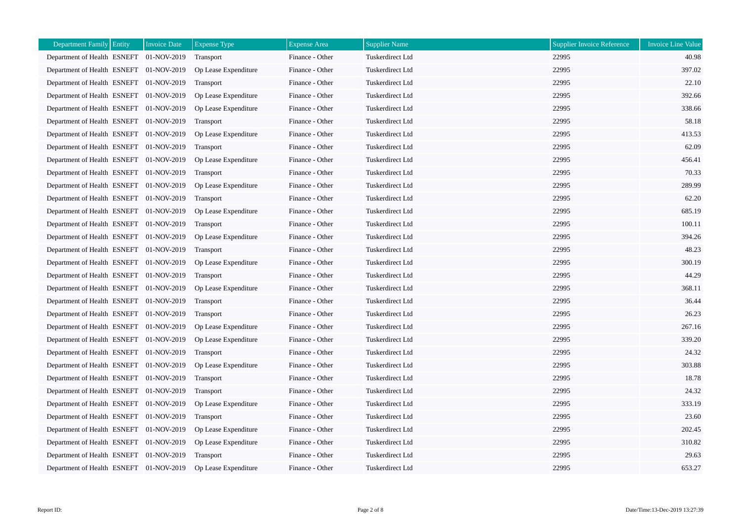| Department Family | Entity | Invoice Date | Expense Type | Expense Area | Supplier Name | Supplier Invoice Reference | Invoice Line Value |
|---|---|---|---|---|---|---|---|
| Department of Health | ESNEFT | 01-NOV-2019 | Transport | Finance - Other | Tuskerdirect Ltd | 22995 | 40.98 |
| Department of Health | ESNEFT | 01-NOV-2019 | Op Lease Expenditure | Finance - Other | Tuskerdirect Ltd | 22995 | 397.02 |
| Department of Health | ESNEFT | 01-NOV-2019 | Transport | Finance - Other | Tuskerdirect Ltd | 22995 | 22.10 |
| Department of Health | ESNEFT | 01-NOV-2019 | Op Lease Expenditure | Finance - Other | Tuskerdirect Ltd | 22995 | 392.66 |
| Department of Health | ESNEFT | 01-NOV-2019 | Op Lease Expenditure | Finance - Other | Tuskerdirect Ltd | 22995 | 338.66 |
| Department of Health | ESNEFT | 01-NOV-2019 | Transport | Finance - Other | Tuskerdirect Ltd | 22995 | 58.18 |
| Department of Health | ESNEFT | 01-NOV-2019 | Op Lease Expenditure | Finance - Other | Tuskerdirect Ltd | 22995 | 413.53 |
| Department of Health | ESNEFT | 01-NOV-2019 | Transport | Finance - Other | Tuskerdirect Ltd | 22995 | 62.09 |
| Department of Health | ESNEFT | 01-NOV-2019 | Op Lease Expenditure | Finance - Other | Tuskerdirect Ltd | 22995 | 456.41 |
| Department of Health | ESNEFT | 01-NOV-2019 | Transport | Finance - Other | Tuskerdirect Ltd | 22995 | 70.33 |
| Department of Health | ESNEFT | 01-NOV-2019 | Op Lease Expenditure | Finance - Other | Tuskerdirect Ltd | 22995 | 289.99 |
| Department of Health | ESNEFT | 01-NOV-2019 | Transport | Finance - Other | Tuskerdirect Ltd | 22995 | 62.20 |
| Department of Health | ESNEFT | 01-NOV-2019 | Op Lease Expenditure | Finance - Other | Tuskerdirect Ltd | 22995 | 685.19 |
| Department of Health | ESNEFT | 01-NOV-2019 | Transport | Finance - Other | Tuskerdirect Ltd | 22995 | 100.11 |
| Department of Health | ESNEFT | 01-NOV-2019 | Op Lease Expenditure | Finance - Other | Tuskerdirect Ltd | 22995 | 394.26 |
| Department of Health | ESNEFT | 01-NOV-2019 | Transport | Finance - Other | Tuskerdirect Ltd | 22995 | 48.23 |
| Department of Health | ESNEFT | 01-NOV-2019 | Op Lease Expenditure | Finance - Other | Tuskerdirect Ltd | 22995 | 300.19 |
| Department of Health | ESNEFT | 01-NOV-2019 | Transport | Finance - Other | Tuskerdirect Ltd | 22995 | 44.29 |
| Department of Health | ESNEFT | 01-NOV-2019 | Op Lease Expenditure | Finance - Other | Tuskerdirect Ltd | 22995 | 368.11 |
| Department of Health | ESNEFT | 01-NOV-2019 | Transport | Finance - Other | Tuskerdirect Ltd | 22995 | 36.44 |
| Department of Health | ESNEFT | 01-NOV-2019 | Transport | Finance - Other | Tuskerdirect Ltd | 22995 | 26.23 |
| Department of Health | ESNEFT | 01-NOV-2019 | Op Lease Expenditure | Finance - Other | Tuskerdirect Ltd | 22995 | 267.16 |
| Department of Health | ESNEFT | 01-NOV-2019 | Op Lease Expenditure | Finance - Other | Tuskerdirect Ltd | 22995 | 339.20 |
| Department of Health | ESNEFT | 01-NOV-2019 | Transport | Finance - Other | Tuskerdirect Ltd | 22995 | 24.32 |
| Department of Health | ESNEFT | 01-NOV-2019 | Op Lease Expenditure | Finance - Other | Tuskerdirect Ltd | 22995 | 303.88 |
| Department of Health | ESNEFT | 01-NOV-2019 | Transport | Finance - Other | Tuskerdirect Ltd | 22995 | 18.78 |
| Department of Health | ESNEFT | 01-NOV-2019 | Transport | Finance - Other | Tuskerdirect Ltd | 22995 | 24.32 |
| Department of Health | ESNEFT | 01-NOV-2019 | Op Lease Expenditure | Finance - Other | Tuskerdirect Ltd | 22995 | 333.19 |
| Department of Health | ESNEFT | 01-NOV-2019 | Transport | Finance - Other | Tuskerdirect Ltd | 22995 | 23.60 |
| Department of Health | ESNEFT | 01-NOV-2019 | Op Lease Expenditure | Finance - Other | Tuskerdirect Ltd | 22995 | 202.45 |
| Department of Health | ESNEFT | 01-NOV-2019 | Op Lease Expenditure | Finance - Other | Tuskerdirect Ltd | 22995 | 310.82 |
| Department of Health | ESNEFT | 01-NOV-2019 | Transport | Finance - Other | Tuskerdirect Ltd | 22995 | 29.63 |
| Department of Health | ESNEFT | 01-NOV-2019 | Op Lease Expenditure | Finance - Other | Tuskerdirect Ltd | 22995 | 653.27 |

Report ID:

Date/Time:13-Dec-2019 13:27:39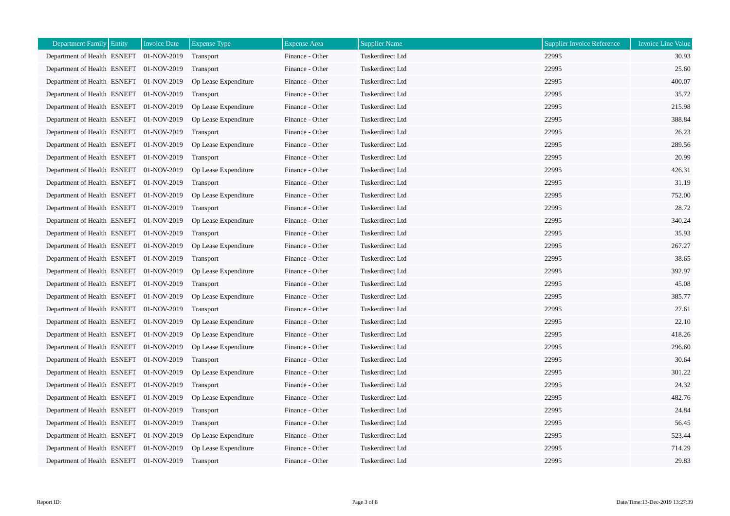| Department Family | Entity | Invoice Date | Expense Type | Expense Area | Supplier Name | Supplier Invoice Reference | Invoice Line Value |
|---|---|---|---|---|---|---|---|
| Department of Health | ESNEFT | 01-NOV-2019 | Transport | Finance - Other | Tuskerdirect Ltd | 22995 | 30.93 |
| Department of Health | ESNEFT | 01-NOV-2019 | Transport | Finance - Other | Tuskerdirect Ltd | 22995 | 25.60 |
| Department of Health | ESNEFT | 01-NOV-2019 | Op Lease Expenditure | Finance - Other | Tuskerdirect Ltd | 22995 | 400.07 |
| Department of Health | ESNEFT | 01-NOV-2019 | Transport | Finance - Other | Tuskerdirect Ltd | 22995 | 35.72 |
| Department of Health | ESNEFT | 01-NOV-2019 | Op Lease Expenditure | Finance - Other | Tuskerdirect Ltd | 22995 | 215.98 |
| Department of Health | ESNEFT | 01-NOV-2019 | Op Lease Expenditure | Finance - Other | Tuskerdirect Ltd | 22995 | 388.84 |
| Department of Health | ESNEFT | 01-NOV-2019 | Transport | Finance - Other | Tuskerdirect Ltd | 22995 | 26.23 |
| Department of Health | ESNEFT | 01-NOV-2019 | Op Lease Expenditure | Finance - Other | Tuskerdirect Ltd | 22995 | 289.56 |
| Department of Health | ESNEFT | 01-NOV-2019 | Transport | Finance - Other | Tuskerdirect Ltd | 22995 | 20.99 |
| Department of Health | ESNEFT | 01-NOV-2019 | Op Lease Expenditure | Finance - Other | Tuskerdirect Ltd | 22995 | 426.31 |
| Department of Health | ESNEFT | 01-NOV-2019 | Transport | Finance - Other | Tuskerdirect Ltd | 22995 | 31.19 |
| Department of Health | ESNEFT | 01-NOV-2019 | Op Lease Expenditure | Finance - Other | Tuskerdirect Ltd | 22995 | 752.00 |
| Department of Health | ESNEFT | 01-NOV-2019 | Transport | Finance - Other | Tuskerdirect Ltd | 22995 | 28.72 |
| Department of Health | ESNEFT | 01-NOV-2019 | Op Lease Expenditure | Finance - Other | Tuskerdirect Ltd | 22995 | 340.24 |
| Department of Health | ESNEFT | 01-NOV-2019 | Transport | Finance - Other | Tuskerdirect Ltd | 22995 | 35.93 |
| Department of Health | ESNEFT | 01-NOV-2019 | Op Lease Expenditure | Finance - Other | Tuskerdirect Ltd | 22995 | 267.27 |
| Department of Health | ESNEFT | 01-NOV-2019 | Transport | Finance - Other | Tuskerdirect Ltd | 22995 | 38.65 |
| Department of Health | ESNEFT | 01-NOV-2019 | Op Lease Expenditure | Finance - Other | Tuskerdirect Ltd | 22995 | 392.97 |
| Department of Health | ESNEFT | 01-NOV-2019 | Transport | Finance - Other | Tuskerdirect Ltd | 22995 | 45.08 |
| Department of Health | ESNEFT | 01-NOV-2019 | Op Lease Expenditure | Finance - Other | Tuskerdirect Ltd | 22995 | 385.77 |
| Department of Health | ESNEFT | 01-NOV-2019 | Transport | Finance - Other | Tuskerdirect Ltd | 22995 | 27.61 |
| Department of Health | ESNEFT | 01-NOV-2019 | Op Lease Expenditure | Finance - Other | Tuskerdirect Ltd | 22995 | 22.10 |
| Department of Health | ESNEFT | 01-NOV-2019 | Op Lease Expenditure | Finance - Other | Tuskerdirect Ltd | 22995 | 418.26 |
| Department of Health | ESNEFT | 01-NOV-2019 | Op Lease Expenditure | Finance - Other | Tuskerdirect Ltd | 22995 | 296.60 |
| Department of Health | ESNEFT | 01-NOV-2019 | Transport | Finance - Other | Tuskerdirect Ltd | 22995 | 30.64 |
| Department of Health | ESNEFT | 01-NOV-2019 | Op Lease Expenditure | Finance - Other | Tuskerdirect Ltd | 22995 | 301.22 |
| Department of Health | ESNEFT | 01-NOV-2019 | Transport | Finance - Other | Tuskerdirect Ltd | 22995 | 24.32 |
| Department of Health | ESNEFT | 01-NOV-2019 | Op Lease Expenditure | Finance - Other | Tuskerdirect Ltd | 22995 | 482.76 |
| Department of Health | ESNEFT | 01-NOV-2019 | Transport | Finance - Other | Tuskerdirect Ltd | 22995 | 24.84 |
| Department of Health | ESNEFT | 01-NOV-2019 | Transport | Finance - Other | Tuskerdirect Ltd | 22995 | 56.45 |
| Department of Health | ESNEFT | 01-NOV-2019 | Op Lease Expenditure | Finance - Other | Tuskerdirect Ltd | 22995 | 523.44 |
| Department of Health | ESNEFT | 01-NOV-2019 | Op Lease Expenditure | Finance - Other | Tuskerdirect Ltd | 22995 | 714.29 |
| Department of Health | ESNEFT | 01-NOV-2019 | Transport | Finance - Other | Tuskerdirect Ltd | 22995 | 29.83 |

Report ID:

Date/Time:13-Dec-2019 13:27:39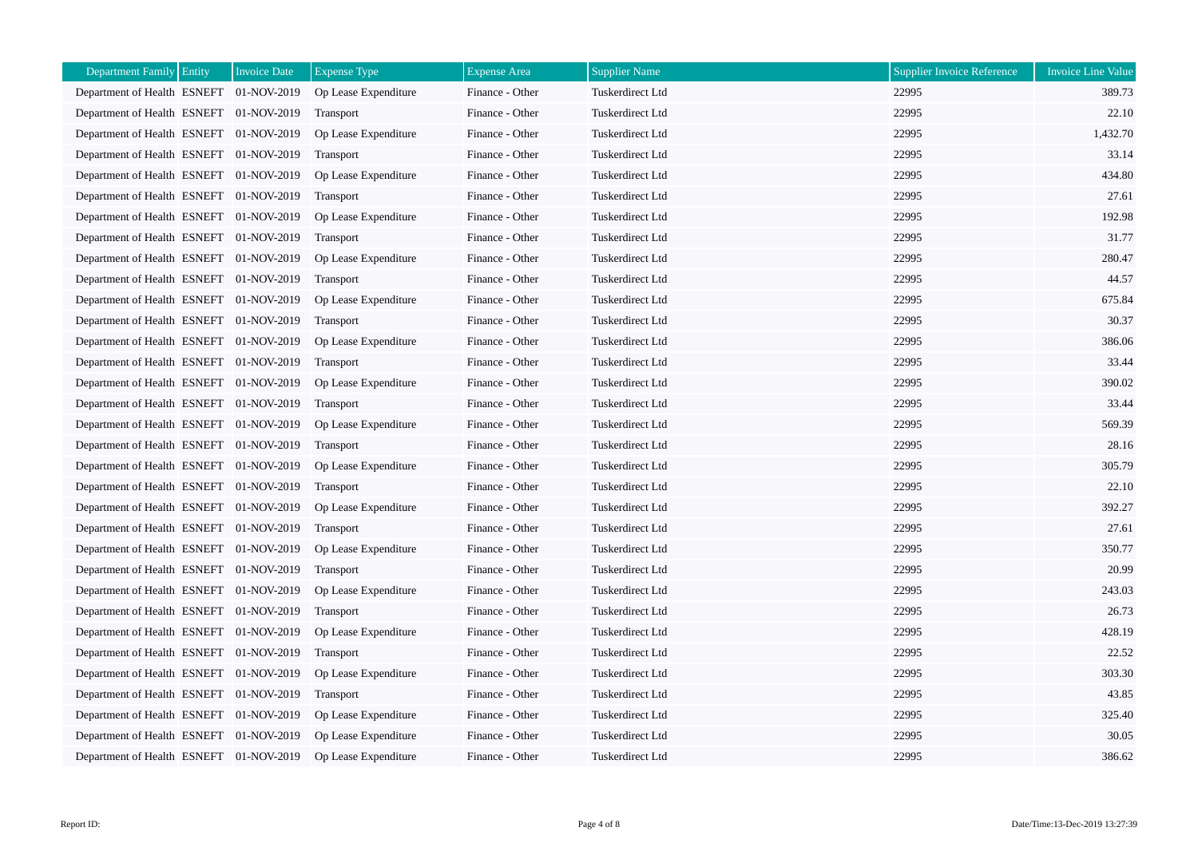| Department Family | Entity | Invoice Date | Expense Type | Expense Area | Supplier Name | Supplier Invoice Reference | Invoice Line Value |
|---|---|---|---|---|---|---|---|
| Department of Health | ESNEFT | 01-NOV-2019 | Op Lease Expenditure | Finance - Other | Tuskerdirect Ltd | 22995 | 389.73 |
| Department of Health | ESNEFT | 01-NOV-2019 | Transport | Finance - Other | Tuskerdirect Ltd | 22995 | 22.10 |
| Department of Health | ESNEFT | 01-NOV-2019 | Op Lease Expenditure | Finance - Other | Tuskerdirect Ltd | 22995 | 1,432.70 |
| Department of Health | ESNEFT | 01-NOV-2019 | Transport | Finance - Other | Tuskerdirect Ltd | 22995 | 33.14 |
| Department of Health | ESNEFT | 01-NOV-2019 | Op Lease Expenditure | Finance - Other | Tuskerdirect Ltd | 22995 | 434.80 |
| Department of Health | ESNEFT | 01-NOV-2019 | Transport | Finance - Other | Tuskerdirect Ltd | 22995 | 27.61 |
| Department of Health | ESNEFT | 01-NOV-2019 | Op Lease Expenditure | Finance - Other | Tuskerdirect Ltd | 22995 | 192.98 |
| Department of Health | ESNEFT | 01-NOV-2019 | Transport | Finance - Other | Tuskerdirect Ltd | 22995 | 31.77 |
| Department of Health | ESNEFT | 01-NOV-2019 | Op Lease Expenditure | Finance - Other | Tuskerdirect Ltd | 22995 | 280.47 |
| Department of Health | ESNEFT | 01-NOV-2019 | Transport | Finance - Other | Tuskerdirect Ltd | 22995 | 44.57 |
| Department of Health | ESNEFT | 01-NOV-2019 | Op Lease Expenditure | Finance - Other | Tuskerdirect Ltd | 22995 | 675.84 |
| Department of Health | ESNEFT | 01-NOV-2019 | Transport | Finance - Other | Tuskerdirect Ltd | 22995 | 30.37 |
| Department of Health | ESNEFT | 01-NOV-2019 | Op Lease Expenditure | Finance - Other | Tuskerdirect Ltd | 22995 | 386.06 |
| Department of Health | ESNEFT | 01-NOV-2019 | Transport | Finance - Other | Tuskerdirect Ltd | 22995 | 33.44 |
| Department of Health | ESNEFT | 01-NOV-2019 | Op Lease Expenditure | Finance - Other | Tuskerdirect Ltd | 22995 | 390.02 |
| Department of Health | ESNEFT | 01-NOV-2019 | Transport | Finance - Other | Tuskerdirect Ltd | 22995 | 33.44 |
| Department of Health | ESNEFT | 01-NOV-2019 | Op Lease Expenditure | Finance - Other | Tuskerdirect Ltd | 22995 | 569.39 |
| Department of Health | ESNEFT | 01-NOV-2019 | Transport | Finance - Other | Tuskerdirect Ltd | 22995 | 28.16 |
| Department of Health | ESNEFT | 01-NOV-2019 | Op Lease Expenditure | Finance - Other | Tuskerdirect Ltd | 22995 | 305.79 |
| Department of Health | ESNEFT | 01-NOV-2019 | Transport | Finance - Other | Tuskerdirect Ltd | 22995 | 22.10 |
| Department of Health | ESNEFT | 01-NOV-2019 | Op Lease Expenditure | Finance - Other | Tuskerdirect Ltd | 22995 | 392.27 |
| Department of Health | ESNEFT | 01-NOV-2019 | Transport | Finance - Other | Tuskerdirect Ltd | 22995 | 27.61 |
| Department of Health | ESNEFT | 01-NOV-2019 | Op Lease Expenditure | Finance - Other | Tuskerdirect Ltd | 22995 | 350.77 |
| Department of Health | ESNEFT | 01-NOV-2019 | Transport | Finance - Other | Tuskerdirect Ltd | 22995 | 20.99 |
| Department of Health | ESNEFT | 01-NOV-2019 | Op Lease Expenditure | Finance - Other | Tuskerdirect Ltd | 22995 | 243.03 |
| Department of Health | ESNEFT | 01-NOV-2019 | Transport | Finance - Other | Tuskerdirect Ltd | 22995 | 26.73 |
| Department of Health | ESNEFT | 01-NOV-2019 | Op Lease Expenditure | Finance - Other | Tuskerdirect Ltd | 22995 | 428.19 |
| Department of Health | ESNEFT | 01-NOV-2019 | Transport | Finance - Other | Tuskerdirect Ltd | 22995 | 22.52 |
| Department of Health | ESNEFT | 01-NOV-2019 | Op Lease Expenditure | Finance - Other | Tuskerdirect Ltd | 22995 | 303.30 |
| Department of Health | ESNEFT | 01-NOV-2019 | Transport | Finance - Other | Tuskerdirect Ltd | 22995 | 43.85 |
| Department of Health | ESNEFT | 01-NOV-2019 | Op Lease Expenditure | Finance - Other | Tuskerdirect Ltd | 22995 | 325.40 |
| Department of Health | ESNEFT | 01-NOV-2019 | Op Lease Expenditure | Finance - Other | Tuskerdirect Ltd | 22995 | 30.05 |
| Department of Health | ESNEFT | 01-NOV-2019 | Op Lease Expenditure | Finance - Other | Tuskerdirect Ltd | 22995 | 386.62 |

Report ID:

Date/Time:13-Dec-2019 13:27:39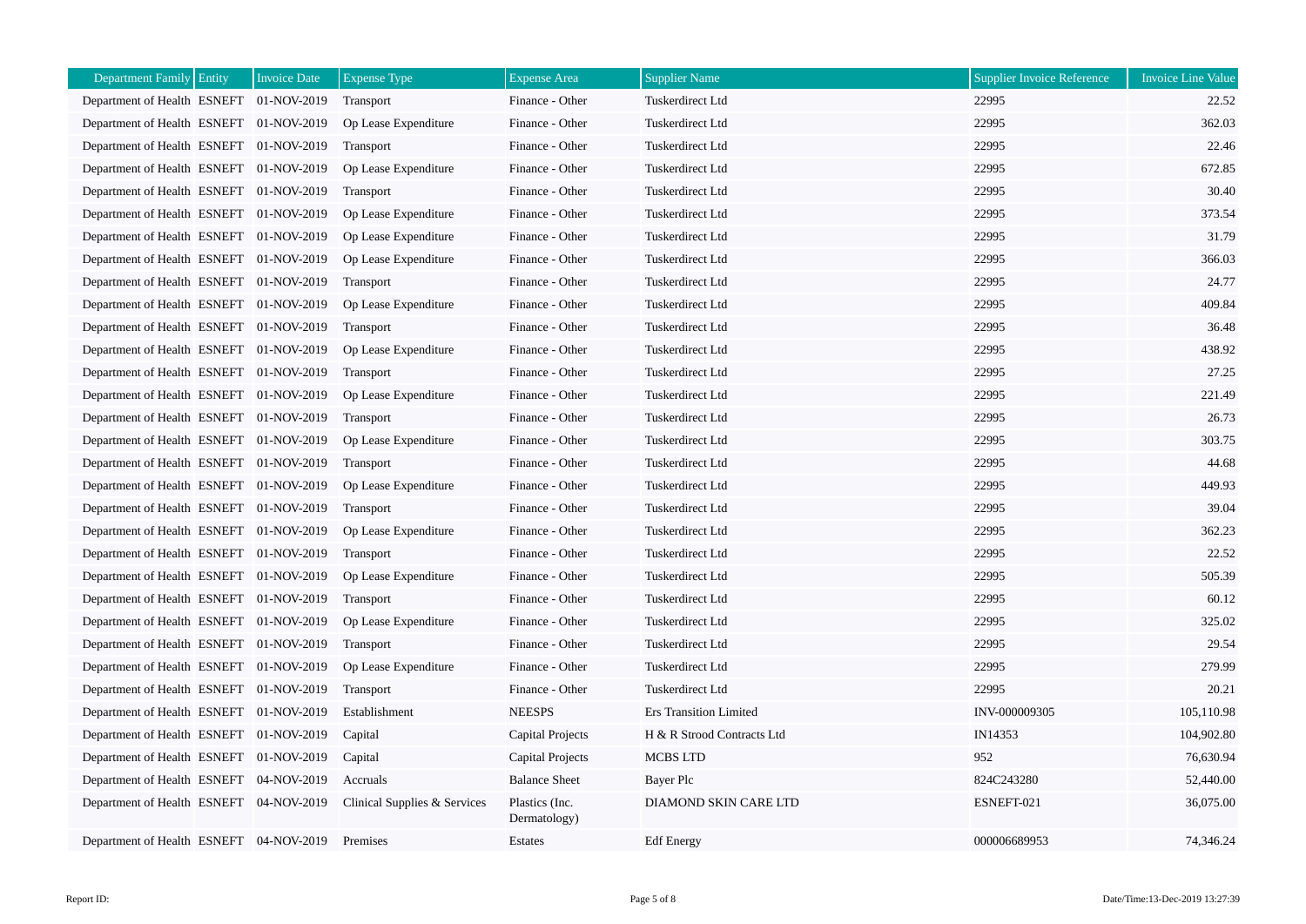| Department Family | Entity | Invoice Date | Expense Type | Expense Area | Supplier Name | Supplier Invoice Reference | Invoice Line Value |
|---|---|---|---|---|---|---|---|
| Department of Health | ESNEFT | 01-NOV-2019 | Transport | Finance - Other | Tuskerdirect Ltd | 22995 | 22.52 |
| Department of Health | ESNEFT | 01-NOV-2019 | Op Lease Expenditure | Finance - Other | Tuskerdirect Ltd | 22995 | 362.03 |
| Department of Health | ESNEFT | 01-NOV-2019 | Transport | Finance - Other | Tuskerdirect Ltd | 22995 | 22.46 |
| Department of Health | ESNEFT | 01-NOV-2019 | Op Lease Expenditure | Finance - Other | Tuskerdirect Ltd | 22995 | 672.85 |
| Department of Health | ESNEFT | 01-NOV-2019 | Transport | Finance - Other | Tuskerdirect Ltd | 22995 | 30.40 |
| Department of Health | ESNEFT | 01-NOV-2019 | Op Lease Expenditure | Finance - Other | Tuskerdirect Ltd | 22995 | 373.54 |
| Department of Health | ESNEFT | 01-NOV-2019 | Op Lease Expenditure | Finance - Other | Tuskerdirect Ltd | 22995 | 31.79 |
| Department of Health | ESNEFT | 01-NOV-2019 | Op Lease Expenditure | Finance - Other | Tuskerdirect Ltd | 22995 | 366.03 |
| Department of Health | ESNEFT | 01-NOV-2019 | Transport | Finance - Other | Tuskerdirect Ltd | 22995 | 24.77 |
| Department of Health | ESNEFT | 01-NOV-2019 | Op Lease Expenditure | Finance - Other | Tuskerdirect Ltd | 22995 | 409.84 |
| Department of Health | ESNEFT | 01-NOV-2019 | Transport | Finance - Other | Tuskerdirect Ltd | 22995 | 36.48 |
| Department of Health | ESNEFT | 01-NOV-2019 | Op Lease Expenditure | Finance - Other | Tuskerdirect Ltd | 22995 | 438.92 |
| Department of Health | ESNEFT | 01-NOV-2019 | Transport | Finance - Other | Tuskerdirect Ltd | 22995 | 27.25 |
| Department of Health | ESNEFT | 01-NOV-2019 | Op Lease Expenditure | Finance - Other | Tuskerdirect Ltd | 22995 | 221.49 |
| Department of Health | ESNEFT | 01-NOV-2019 | Transport | Finance - Other | Tuskerdirect Ltd | 22995 | 26.73 |
| Department of Health | ESNEFT | 01-NOV-2019 | Op Lease Expenditure | Finance - Other | Tuskerdirect Ltd | 22995 | 303.75 |
| Department of Health | ESNEFT | 01-NOV-2019 | Transport | Finance - Other | Tuskerdirect Ltd | 22995 | 44.68 |
| Department of Health | ESNEFT | 01-NOV-2019 | Op Lease Expenditure | Finance - Other | Tuskerdirect Ltd | 22995 | 449.93 |
| Department of Health | ESNEFT | 01-NOV-2019 | Transport | Finance - Other | Tuskerdirect Ltd | 22995 | 39.04 |
| Department of Health | ESNEFT | 01-NOV-2019 | Op Lease Expenditure | Finance - Other | Tuskerdirect Ltd | 22995 | 362.23 |
| Department of Health | ESNEFT | 01-NOV-2019 | Transport | Finance - Other | Tuskerdirect Ltd | 22995 | 22.52 |
| Department of Health | ESNEFT | 01-NOV-2019 | Op Lease Expenditure | Finance - Other | Tuskerdirect Ltd | 22995 | 505.39 |
| Department of Health | ESNEFT | 01-NOV-2019 | Transport | Finance - Other | Tuskerdirect Ltd | 22995 | 60.12 |
| Department of Health | ESNEFT | 01-NOV-2019 | Op Lease Expenditure | Finance - Other | Tuskerdirect Ltd | 22995 | 325.02 |
| Department of Health | ESNEFT | 01-NOV-2019 | Transport | Finance - Other | Tuskerdirect Ltd | 22995 | 29.54 |
| Department of Health | ESNEFT | 01-NOV-2019 | Op Lease Expenditure | Finance - Other | Tuskerdirect Ltd | 22995 | 279.99 |
| Department of Health | ESNEFT | 01-NOV-2019 | Transport | Finance - Other | Tuskerdirect Ltd | 22995 | 20.21 |
| Department of Health | ESNEFT | 01-NOV-2019 | Establishment | NEESPS | Ers Transition Limited | INV-000009305 | 105,110.98 |
| Department of Health | ESNEFT | 01-NOV-2019 | Capital | Capital Projects | H & R Strood Contracts Ltd | IN14353 | 104,902.80 |
| Department of Health | ESNEFT | 01-NOV-2019 | Capital | Capital Projects | MCBS LTD | 952 | 76,630.94 |
| Department of Health | ESNEFT | 04-NOV-2019 | Accruals | Balance Sheet | Bayer Plc | 824C243280 | 52,440.00 |
| Department of Health | ESNEFT | 04-NOV-2019 | Clinical Supplies & Services | Plastics (Inc. Dermatology) | DIAMOND SKIN CARE LTD | ESNEFT-021 | 36,075.00 |
| Department of Health | ESNEFT | 04-NOV-2019 | Premises | Estates | Edf Energy | 000006689953 | 74,346.24 |

Report ID:

Date/Time:13-Dec-2019 13:27:39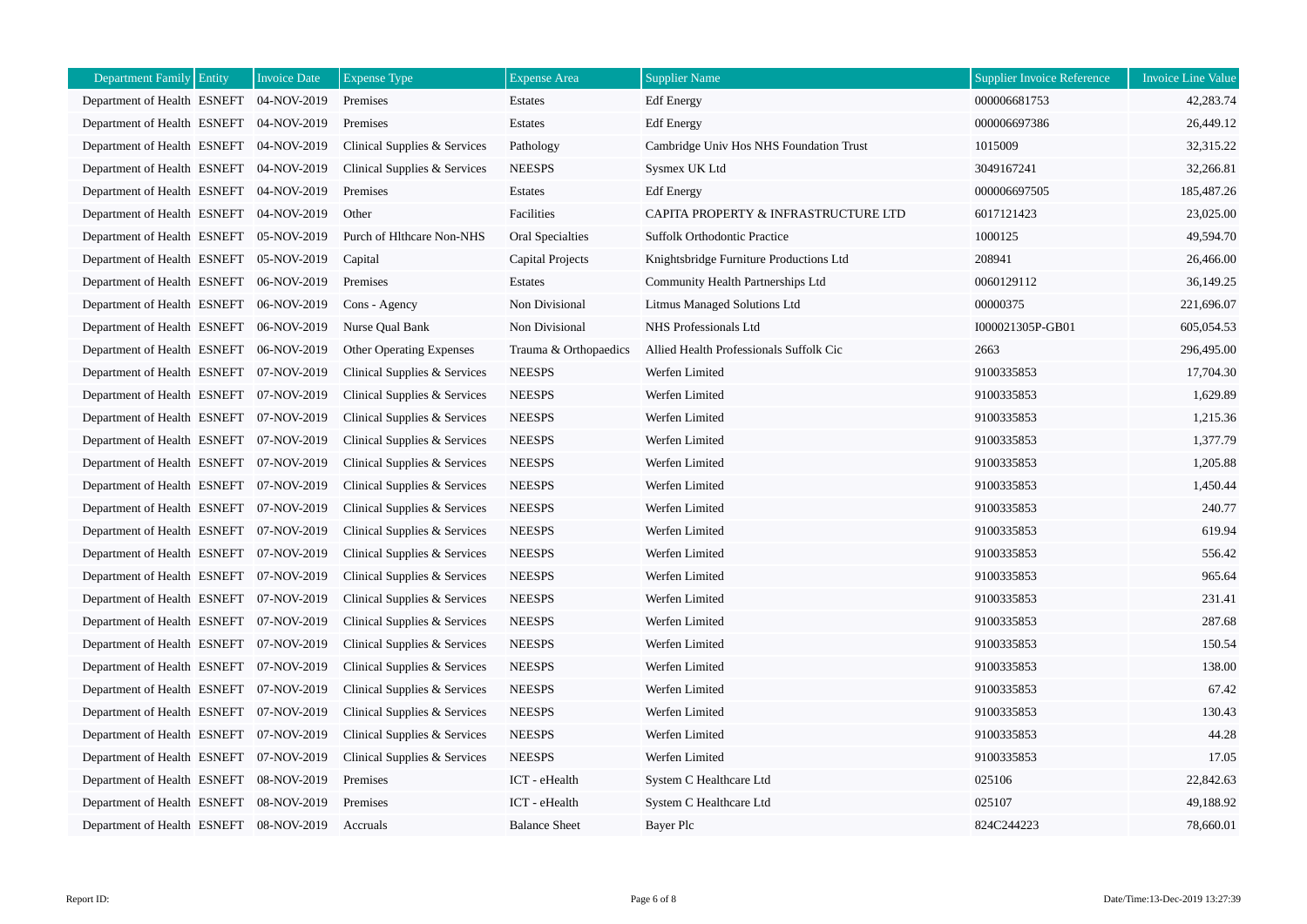| Department Family | Entity | Invoice Date | Expense Type | Expense Area | Supplier Name | Supplier Invoice Reference | Invoice Line Value |
|---|---|---|---|---|---|---|---|
| Department of Health | ESNEFT | 04-NOV-2019 | Premises | Estates | Edf Energy | 000006681753 | 42,283.74 |
| Department of Health | ESNEFT | 04-NOV-2019 | Premises | Estates | Edf Energy | 000006697386 | 26,449.12 |
| Department of Health | ESNEFT | 04-NOV-2019 | Clinical Supplies & Services | Pathology | Cambridge Univ Hos NHS Foundation Trust | 1015009 | 32,315.22 |
| Department of Health | ESNEFT | 04-NOV-2019 | Clinical Supplies & Services | NEESPS | Sysmex UK Ltd | 3049167241 | 32,266.81 |
| Department of Health | ESNEFT | 04-NOV-2019 | Premises | Estates | Edf Energy | 000006697505 | 185,487.26 |
| Department of Health | ESNEFT | 04-NOV-2019 | Other | Facilities | CAPITA PROPERTY & INFRASTRUCTURE LTD | 6017121423 | 23,025.00 |
| Department of Health | ESNEFT | 05-NOV-2019 | Purch of Hlthcare Non-NHS | Oral Specialties | Suffolk Orthodontic Practice | 1000125 | 49,594.70 |
| Department of Health | ESNEFT | 05-NOV-2019 | Capital | Capital Projects | Knightsbridge Furniture Productions Ltd | 208941 | 26,466.00 |
| Department of Health | ESNEFT | 06-NOV-2019 | Premises | Estates | Community Health Partnerships Ltd | 0060129112 | 36,149.25 |
| Department of Health | ESNEFT | 06-NOV-2019 | Cons - Agency | Non Divisional | Litmus Managed Solutions Ltd | 00000375 | 221,696.07 |
| Department of Health | ESNEFT | 06-NOV-2019 | Nurse Qual Bank | Non Divisional | NHS Professionals Ltd | I000021305P-GB01 | 605,054.53 |
| Department of Health | ESNEFT | 06-NOV-2019 | Other Operating Expenses | Trauma & Orthopaedics | Allied Health Professionals Suffolk Cic | 2663 | 296,495.00 |
| Department of Health | ESNEFT | 07-NOV-2019 | Clinical Supplies & Services | NEESPS | Werfen Limited | 9100335853 | 17,704.30 |
| Department of Health | ESNEFT | 07-NOV-2019 | Clinical Supplies & Services | NEESPS | Werfen Limited | 9100335853 | 1,629.89 |
| Department of Health | ESNEFT | 07-NOV-2019 | Clinical Supplies & Services | NEESPS | Werfen Limited | 9100335853 | 1,215.36 |
| Department of Health | ESNEFT | 07-NOV-2019 | Clinical Supplies & Services | NEESPS | Werfen Limited | 9100335853 | 1,377.79 |
| Department of Health | ESNEFT | 07-NOV-2019 | Clinical Supplies & Services | NEESPS | Werfen Limited | 9100335853 | 1,205.88 |
| Department of Health | ESNEFT | 07-NOV-2019 | Clinical Supplies & Services | NEESPS | Werfen Limited | 9100335853 | 1,450.44 |
| Department of Health | ESNEFT | 07-NOV-2019 | Clinical Supplies & Services | NEESPS | Werfen Limited | 9100335853 | 240.77 |
| Department of Health | ESNEFT | 07-NOV-2019 | Clinical Supplies & Services | NEESPS | Werfen Limited | 9100335853 | 619.94 |
| Department of Health | ESNEFT | 07-NOV-2019 | Clinical Supplies & Services | NEESPS | Werfen Limited | 9100335853 | 556.42 |
| Department of Health | ESNEFT | 07-NOV-2019 | Clinical Supplies & Services | NEESPS | Werfen Limited | 9100335853 | 965.64 |
| Department of Health | ESNEFT | 07-NOV-2019 | Clinical Supplies & Services | NEESPS | Werfen Limited | 9100335853 | 231.41 |
| Department of Health | ESNEFT | 07-NOV-2019 | Clinical Supplies & Services | NEESPS | Werfen Limited | 9100335853 | 287.68 |
| Department of Health | ESNEFT | 07-NOV-2019 | Clinical Supplies & Services | NEESPS | Werfen Limited | 9100335853 | 150.54 |
| Department of Health | ESNEFT | 07-NOV-2019 | Clinical Supplies & Services | NEESPS | Werfen Limited | 9100335853 | 138.00 |
| Department of Health | ESNEFT | 07-NOV-2019 | Clinical Supplies & Services | NEESPS | Werfen Limited | 9100335853 | 67.42 |
| Department of Health | ESNEFT | 07-NOV-2019 | Clinical Supplies & Services | NEESPS | Werfen Limited | 9100335853 | 130.43 |
| Department of Health | ESNEFT | 07-NOV-2019 | Clinical Supplies & Services | NEESPS | Werfen Limited | 9100335853 | 44.28 |
| Department of Health | ESNEFT | 07-NOV-2019 | Clinical Supplies & Services | NEESPS | Werfen Limited | 9100335853 | 17.05 |
| Department of Health | ESNEFT | 08-NOV-2019 | Premises | ICT - eHealth | System C Healthcare Ltd | 025106 | 22,842.63 |
| Department of Health | ESNEFT | 08-NOV-2019 | Premises | ICT - eHealth | System C Healthcare Ltd | 025107 | 49,188.92 |
| Department of Health | ESNEFT | 08-NOV-2019 | Accruals | Balance Sheet | Bayer Plc | 824C244223 | 78,660.01 |

Report ID: Date/Time:13-Dec-2019 13:27:39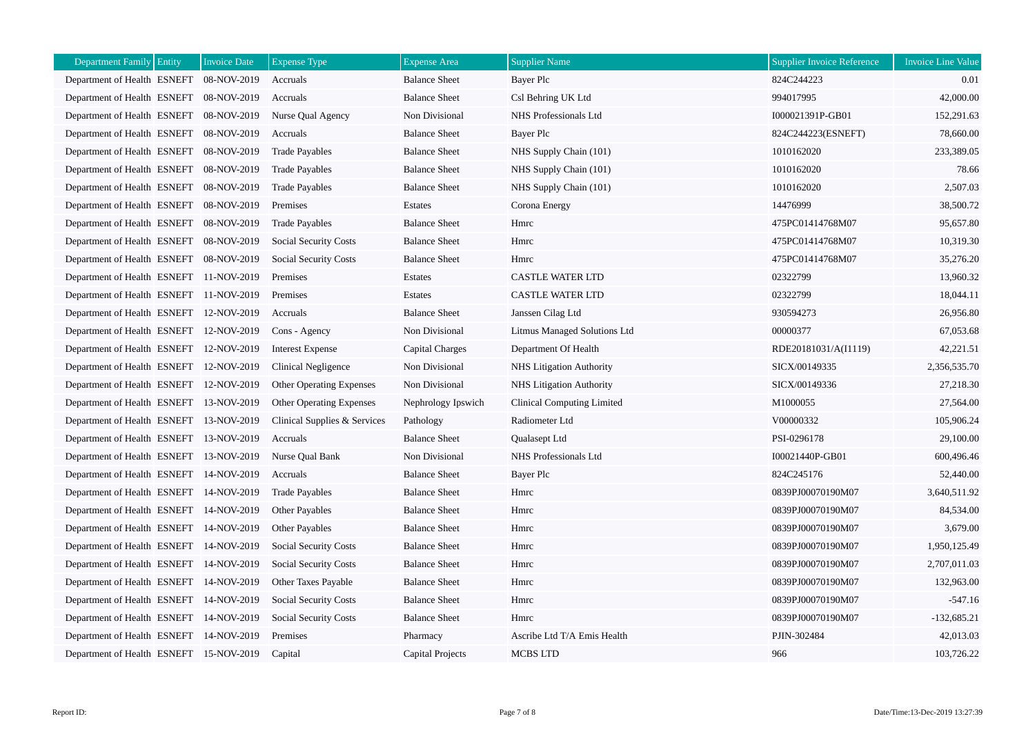| Department Family | Entity | Invoice Date | Expense Type | Expense Area | Supplier Name | Supplier Invoice Reference | Invoice Line Value |
|---|---|---|---|---|---|---|---|
| Department of Health | ESNEFT | 08-NOV-2019 | Accruals | Balance Sheet | Bayer Plc | 824C244223 | 0.01 |
| Department of Health | ESNEFT | 08-NOV-2019 | Accruals | Balance Sheet | Csl Behring UK Ltd | 994017995 | 42,000.00 |
| Department of Health | ESNEFT | 08-NOV-2019 | Nurse Qual Agency | Non Divisional | NHS Professionals Ltd | I000021391P-GB01 | 152,291.63 |
| Department of Health | ESNEFT | 08-NOV-2019 | Accruals | Balance Sheet | Bayer Plc | 824C244223(ESNEFT) | 78,660.00 |
| Department of Health | ESNEFT | 08-NOV-2019 | Trade Payables | Balance Sheet | NHS Supply Chain (101) | 1010162020 | 233,389.05 |
| Department of Health | ESNEFT | 08-NOV-2019 | Trade Payables | Balance Sheet | NHS Supply Chain (101) | 1010162020 | 78.66 |
| Department of Health | ESNEFT | 08-NOV-2019 | Trade Payables | Balance Sheet | NHS Supply Chain (101) | 1010162020 | 2,507.03 |
| Department of Health | ESNEFT | 08-NOV-2019 | Premises | Estates | Corona Energy | 14476999 | 38,500.72 |
| Department of Health | ESNEFT | 08-NOV-2019 | Trade Payables | Balance Sheet | Hmrc | 475PC01414768M07 | 95,657.80 |
| Department of Health | ESNEFT | 08-NOV-2019 | Social Security Costs | Balance Sheet | Hmrc | 475PC01414768M07 | 10,319.30 |
| Department of Health | ESNEFT | 08-NOV-2019 | Social Security Costs | Balance Sheet | Hmrc | 475PC01414768M07 | 35,276.20 |
| Department of Health | ESNEFT | 11-NOV-2019 | Premises | Estates | CASTLE WATER LTD | 02322799 | 13,960.32 |
| Department of Health | ESNEFT | 11-NOV-2019 | Premises | Estates | CASTLE WATER LTD | 02322799 | 18,044.11 |
| Department of Health | ESNEFT | 12-NOV-2019 | Accruals | Balance Sheet | Janssen Cilag Ltd | 930594273 | 26,956.80 |
| Department of Health | ESNEFT | 12-NOV-2019 | Cons - Agency | Non Divisional | Litmus Managed Solutions Ltd | 00000377 | 67,053.68 |
| Department of Health | ESNEFT | 12-NOV-2019 | Interest Expense | Capital Charges | Department Of Health | RDE20181031/A(I1119) | 42,221.51 |
| Department of Health | ESNEFT | 12-NOV-2019 | Clinical Negligence | Non Divisional | NHS Litigation Authority | SICX/00149335 | 2,356,535.70 |
| Department of Health | ESNEFT | 12-NOV-2019 | Other Operating Expenses | Non Divisional | NHS Litigation Authority | SICX/00149336 | 27,218.30 |
| Department of Health | ESNEFT | 13-NOV-2019 | Other Operating Expenses | Nephrology Ipswich | Clinical Computing Limited | M1000055 | 27,564.00 |
| Department of Health | ESNEFT | 13-NOV-2019 | Clinical Supplies & Services | Pathology | Radiometer Ltd | V00000332 | 105,906.24 |
| Department of Health | ESNEFT | 13-NOV-2019 | Accruals | Balance Sheet | Qualasept Ltd | PSI-0296178 | 29,100.00 |
| Department of Health | ESNEFT | 13-NOV-2019 | Nurse Qual Bank | Non Divisional | NHS Professionals Ltd | I00021440P-GB01 | 600,496.46 |
| Department of Health | ESNEFT | 14-NOV-2019 | Accruals | Balance Sheet | Bayer Plc | 824C245176 | 52,440.00 |
| Department of Health | ESNEFT | 14-NOV-2019 | Trade Payables | Balance Sheet | Hmrc | 0839PJ00070190M07 | 3,640,511.92 |
| Department of Health | ESNEFT | 14-NOV-2019 | Other Payables | Balance Sheet | Hmrc | 0839PJ00070190M07 | 84,534.00 |
| Department of Health | ESNEFT | 14-NOV-2019 | Other Payables | Balance Sheet | Hmrc | 0839PJ00070190M07 | 3,679.00 |
| Department of Health | ESNEFT | 14-NOV-2019 | Social Security Costs | Balance Sheet | Hmrc | 0839PJ00070190M07 | 1,950,125.49 |
| Department of Health | ESNEFT | 14-NOV-2019 | Social Security Costs | Balance Sheet | Hmrc | 0839PJ00070190M07 | 2,707,011.03 |
| Department of Health | ESNEFT | 14-NOV-2019 | Other Taxes Payable | Balance Sheet | Hmrc | 0839PJ00070190M07 | 132,963.00 |
| Department of Health | ESNEFT | 14-NOV-2019 | Social Security Costs | Balance Sheet | Hmrc | 0839PJ00070190M07 | -547.16 |
| Department of Health | ESNEFT | 14-NOV-2019 | Social Security Costs | Balance Sheet | Hmrc | 0839PJ00070190M07 | -132,685.21 |
| Department of Health | ESNEFT | 14-NOV-2019 | Premises | Pharmacy | Ascribe Ltd T/A Emis Health | PJIN-302484 | 42,013.03 |
| Department of Health | ESNEFT | 15-NOV-2019 | Capital | Capital Projects | MCBS LTD | 966 | 103,726.22 |

Report ID:

Date/Time:13-Dec-2019 13:27:39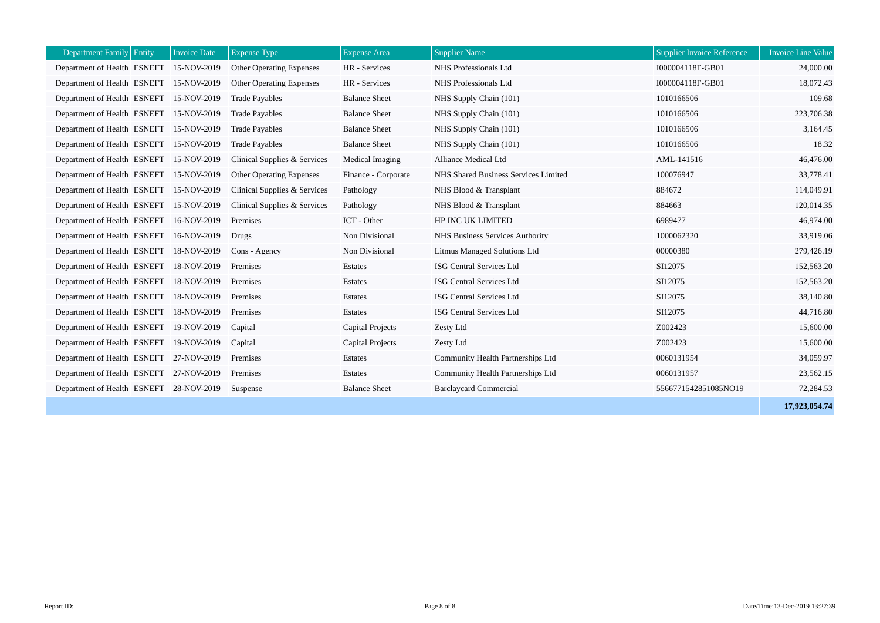| Department Family | Entity | Invoice Date | Expense Type | Expense Area | Supplier Name | Supplier Invoice Reference | Invoice Line Value |
|---|---|---|---|---|---|---|---|
| Department of Health | ESNEFT | 15-NOV-2019 | Other Operating Expenses | HR - Services | NHS Professionals Ltd | I000004118F-GB01 | 24,000.00 |
| Department of Health | ESNEFT | 15-NOV-2019 | Other Operating Expenses | HR - Services | NHS Professionals Ltd | I000004118F-GB01 | 18,072.43 |
| Department of Health | ESNEFT | 15-NOV-2019 | Trade Payables | Balance Sheet | NHS Supply Chain (101) | 1010166506 | 109.68 |
| Department of Health | ESNEFT | 15-NOV-2019 | Trade Payables | Balance Sheet | NHS Supply Chain (101) | 1010166506 | 223,706.38 |
| Department of Health | ESNEFT | 15-NOV-2019 | Trade Payables | Balance Sheet | NHS Supply Chain (101) | 1010166506 | 3,164.45 |
| Department of Health | ESNEFT | 15-NOV-2019 | Trade Payables | Balance Sheet | NHS Supply Chain (101) | 1010166506 | 18.32 |
| Department of Health | ESNEFT | 15-NOV-2019 | Clinical Supplies & Services | Medical Imaging | Alliance Medical Ltd | AML-141516 | 46,476.00 |
| Department of Health | ESNEFT | 15-NOV-2019 | Other Operating Expenses | Finance - Corporate | NHS Shared Business Services Limited | 100076947 | 33,778.41 |
| Department of Health | ESNEFT | 15-NOV-2019 | Clinical Supplies & Services | Pathology | NHS Blood & Transplant | 884672 | 114,049.91 |
| Department of Health | ESNEFT | 15-NOV-2019 | Clinical Supplies & Services | Pathology | NHS Blood & Transplant | 884663 | 120,014.35 |
| Department of Health | ESNEFT | 16-NOV-2019 | Premises | ICT - Other | HP INC UK LIMITED | 6989477 | 46,974.00 |
| Department of Health | ESNEFT | 16-NOV-2019 | Drugs | Non Divisional | NHS Business Services Authority | 1000062320 | 33,919.06 |
| Department of Health | ESNEFT | 18-NOV-2019 | Cons - Agency | Non Divisional | Litmus Managed Solutions Ltd | 00000380 | 279,426.19 |
| Department of Health | ESNEFT | 18-NOV-2019 | Premises | Estates | ISG Central Services Ltd | SI12075 | 152,563.20 |
| Department of Health | ESNEFT | 18-NOV-2019 | Premises | Estates | ISG Central Services Ltd | SI12075 | 152,563.20 |
| Department of Health | ESNEFT | 18-NOV-2019 | Premises | Estates | ISG Central Services Ltd | SI12075 | 38,140.80 |
| Department of Health | ESNEFT | 18-NOV-2019 | Premises | Estates | ISG Central Services Ltd | SI12075 | 44,716.80 |
| Department of Health | ESNEFT | 19-NOV-2019 | Capital | Capital Projects | Zesty Ltd | Z002423 | 15,600.00 |
| Department of Health | ESNEFT | 19-NOV-2019 | Capital | Capital Projects | Zesty Ltd | Z002423 | 15,600.00 |
| Department of Health | ESNEFT | 27-NOV-2019 | Premises | Estates | Community Health Partnerships Ltd | 0060131954 | 34,059.97 |
| Department of Health | ESNEFT | 27-NOV-2019 | Premises | Estates | Community Health Partnerships Ltd | 0060131957 | 23,562.15 |
| Department of Health | ESNEFT | 28-NOV-2019 | Suspense | Balance Sheet | Barclaycard Commercial | 5566771542851085NO19 | 72,284.53 |
| | | | | | | | **17,923,054.74** |

Report ID:

Date/Time:13-Dec-2019 13:27:39